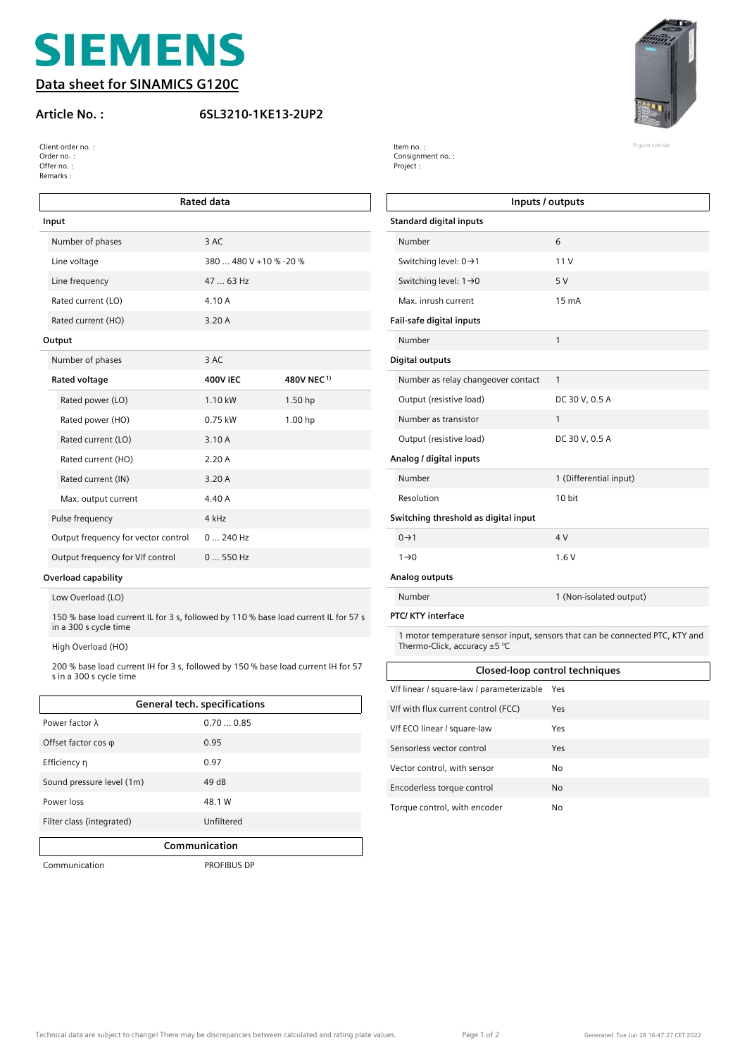# SIEMENS

## Data sheet for SINAMICS G120C

**Article No. :** **6SL3210-1KE13-2UP2**

Figure similar

Client order no. :
Order no. :
Offer no. :
Remarks :

Item no. :
Consignment no. :
Project :

| Rated data | | |
|---|---|---|
| **Input** | | |
| Number of phases | 3 AC | |
| Line voltage | 380 ... 480 V +10 % -20 % | |
| Line frequency | 47 ... 63 Hz | |
| Rated current (LO) | 4.10 A | |
| Rated current (HO) | 3.20 A | |
| **Output** | | |
| Number of phases | 3 AC | |
| **Rated voltage** | **400V IEC** | **480V NEC [1)]** |
| Rated power (LO) | 1.10 kW | 1.50 hp |
| Rated power (HO) | 0.75 kW | 1.00 hp |
| Rated current (LO) | 3.10 A | |
| Rated current (HO) | 2.20 A | |
| Rated current (IN) | 3.20 A | |
| Max. output current | 4.40 A | |
| Pulse frequency | 4 kHz | |
| Output frequency for vector control | 0 ... 240 Hz | |
| Output frequency for V/f control | 0 ... 550 Hz | |

**Overload capability**

Low Overload (LO)

150 % base load current IL for 3 s, followed by 110 % base load current IL for 57 s in a 300 s cycle time

High Overload (HO)

200 % base load current IH for 3 s, followed by 150 % base load current IH for 57 s in a 300 s cycle time

| General tech. specifications | |
|---|---|
| Power factor λ | 0.70 ... 0.85 |
| Offset factor cos φ | 0.95 |
| Efficiency η | 0.97 |
| Sound pressure level (1m) | 49 dB |
| Power loss | 48.1 W |
| Filter class (integrated) | Unfiltered |

| Communication | |
|---|---|
| Communication | PROFIBUS DP |

| Inputs / outputs | |
|---|---|
| **Standard digital inputs** | |
| Number | 6 |
| Switching level: 0→1 | 11 V |
| Switching level: 1→0 | 5 V |
| Max. inrush current | 15 mA |
| **Fail-safe digital inputs** | |
| Number | 1 |
| **Digital outputs** | |
| Number as relay changeover contact | 1 |
| Output (resistive load) | DC 30 V, 0.5 A |
| Number as transistor | 1 |
| Output (resistive load) | DC 30 V, 0.5 A |
| **Analog / digital inputs** | |
| Number | 1 (Differential input) |
| Resolution | 10 bit |
| **Switching threshold as digital input** | |
| 0→1 | 4 V |
| 1→0 | 1.6 V |
| **Analog outputs** | |
| Number | 1 (Non-isolated output) |

**PTC/ KTY interface**

1 motor temperature sensor input, sensors that can be connected PTC, KTY and Thermo-Click, accuracy ±5 °C

| Closed-loop control techniques | |
|---|---|
| V/f linear / square-law / parameterizable | Yes |
| V/f with flux current control (FCC) | Yes |
| V/f ECO linear / square-law | Yes |
| Sensorless vector control | Yes |
| Vector control, with sensor | No |
| Encoderless torque control | No |
| Torque control, with encoder | No |

Technical data are subject to change! There may be discrepancies between calculated and rating plate values.

Generated Tue Jun 28 16:47:27 CET 2022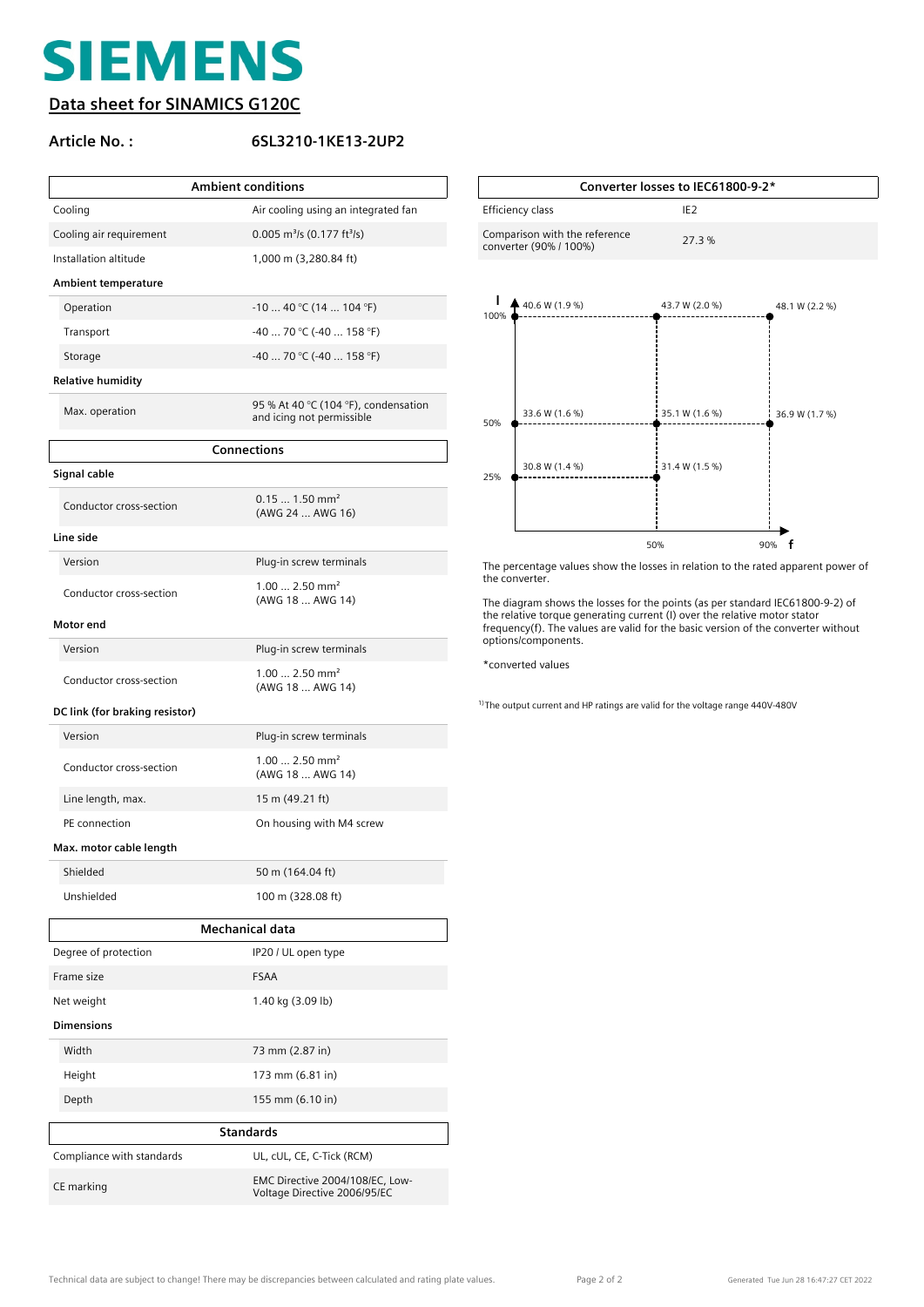# Data sheet for SINAMICS G120C

**Article No. :** 6SL3210-1KE13-2UP2

| Ambient conditions | |
|---|---|
| Cooling | Air cooling using an integrated fan |
| Cooling air requirement | 0.005 m³/s (0.177 ft³/s) |
| Installation altitude | 1,000 m (3,280.84 ft) |
| **Ambient temperature** | |
| Operation | -10 ... 40 °C (14 ... 104 °F) |
| Transport | -40 ... 70 °C (-40 ... 158 °F) |
| Storage | -40 ... 70 °C (-40 ... 158 °F) |
| **Relative humidity** | |
| Max. operation | 95 % At 40 °C (104 °F), condensation and icing not permissible |

| Connections | |
|---|---|
| **Signal cable** | |
| Conductor cross-section | 0.15 ... 1.50 mm² (AWG 24 ... AWG 16) |
| **Line side** | |
| Version | Plug-in screw terminals |
| Conductor cross-section | 1.00 ... 2.50 mm² (AWG 18 ... AWG 14) |
| **Motor end** | |
| Version | Plug-in screw terminals |
| Conductor cross-section | 1.00 ... 2.50 mm² (AWG 18 ... AWG 14) |
| **DC link (for braking resistor)** | |
| Version | Plug-in screw terminals |
| Conductor cross-section | 1.00 ... 2.50 mm² (AWG 18 ... AWG 14) |
| Line length, max. | 15 m (49.21 ft) |
| PE connection | On housing with M4 screw |
| **Max. motor cable length** | |
| Shielded | 50 m (164.04 ft) |
| Unshielded | 100 m (328.08 ft) |

| Mechanical data | |
|---|---|
| Degree of protection | IP20 / UL open type |
| Frame size | FSAA |
| Net weight | 1.40 kg (3.09 lb) |
| **Dimensions** | |
| Width | 73 mm (2.87 in) |
| Height | 173 mm (6.81 in) |
| Depth | 155 mm (6.10 in) |

| Standards | |
|---|---|
| Compliance with standards | UL, cUL, CE, C-Tick (RCM) |
| CE marking | EMC Directive 2004/108/EC, Low-Voltage Directive 2006/95/EC |

| Converter losses to IEC61800-9-2* | |
|---|---|
| Efficiency class | IE2 |
| Comparison with the reference converter (90% / 100%) | 27.3 % |

I

100%

50%

25%

40.6 W (1.9 %)

43.7 W (2.0 %)

48.1 W (2.2 %)

33.6 W (1.6 %)

35.1 W (1.6 %)

36.9 W (1.7 %)

30.8 W (1.4 %)

31.4 W (1.5 %)

50%

90%

f

The percentage values show the losses in relation to the rated apparent power of the converter.

The diagram shows the losses for the points (as per standard IEC61800-9-2) of the relative torque generating current (I) over the relative motor stator frequency(f). The values are valid for the basic version of the converter without options/components.

*converted values

[1] The output current and HP ratings are valid for the voltage range 440V-480V

Technical data are subject to change! There may be discrepancies between calculated and rating plate values.

Generated Tue Jun 28 16:47:27 CET 2022